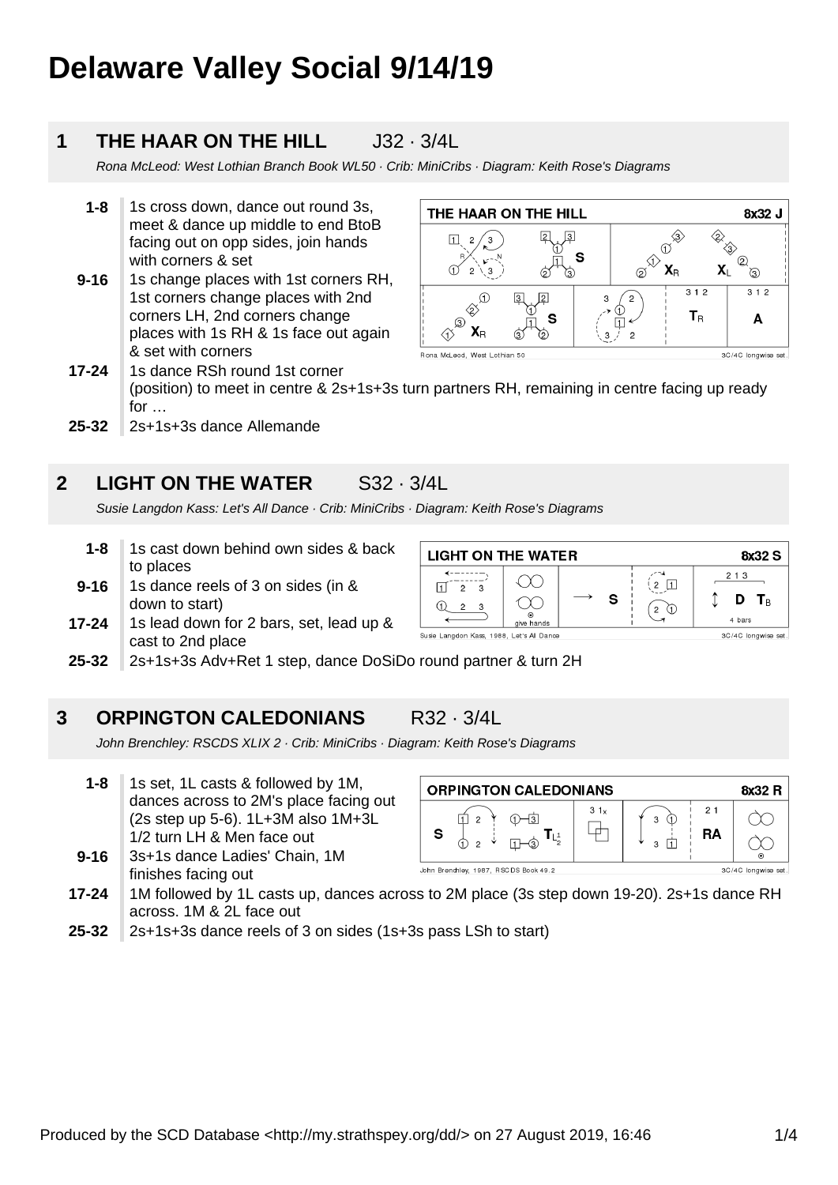# Delaware Valley Social 9/14/19

## 1 THE HAAR ON THE HILL J32 · 3/4L

*Rona McLeod: West Lothian Branch Book WL50 · Crib: MiniCribs · Diagram: Keith Rose's Diagrams*

- **1-8** 1s cross down, dance out round 3s, meet & dance up middle to end BtoB facing out on opp sides, join hands with corners & set
- **9-16** 1s change places with 1st corners RH, 1st corners change places with 2nd corners LH, 2nd corners change places with 1s RH & 1s face out again & set with corners
- **17-24** 1s dance RSh round 1st corner (position) to meet in centre & 2s+1s+3s turn partners RH, remaining in centre facing up ready for …
- **25-32** 2s+1s+3s dance Allemande

## 2 LIGHT ON THE WATER S32 · 3/4L

*Susie Langdon Kass: Let's All Dance · Crib: MiniCribs · Diagram: Keith Rose's Diagrams*

- **1-8** 1s cast down behind own sides & back to places
- **9-16** 1s dance reels of 3 on sides (in & down to start)
- **17-24** 1s lead down for 2 bars, set, lead up & cast to 2nd place
- **25-32** 2s+1s+3s Adv+Ret 1 step, dance DoSiDo round partner & turn 2H

## 3 ORPINGTON CALEDONIANS R32 · 3/4L

*John Brenchley: RSCDS XLIX 2 · Crib: MiniCribs · Diagram: Keith Rose's Diagrams*

- **1-8** 1s set, 1L casts & followed by 1M, dances across to 2M's place facing out (2s step up 5-6). 1L+3M also 1M+3L 1/2 turn LH & Men face out
- **9-16** 3s+1s dance Ladies' Chain, 1M finishes facing out
- **17-24** 1M followed by 1L casts up, dances across to 2M place (3s step down 19-20). 2s+1s dance RH across. 1M & 2L face out
- **25-32** 2s+1s+3s dance reels of 3 on sides (1s+3s pass LSh to start)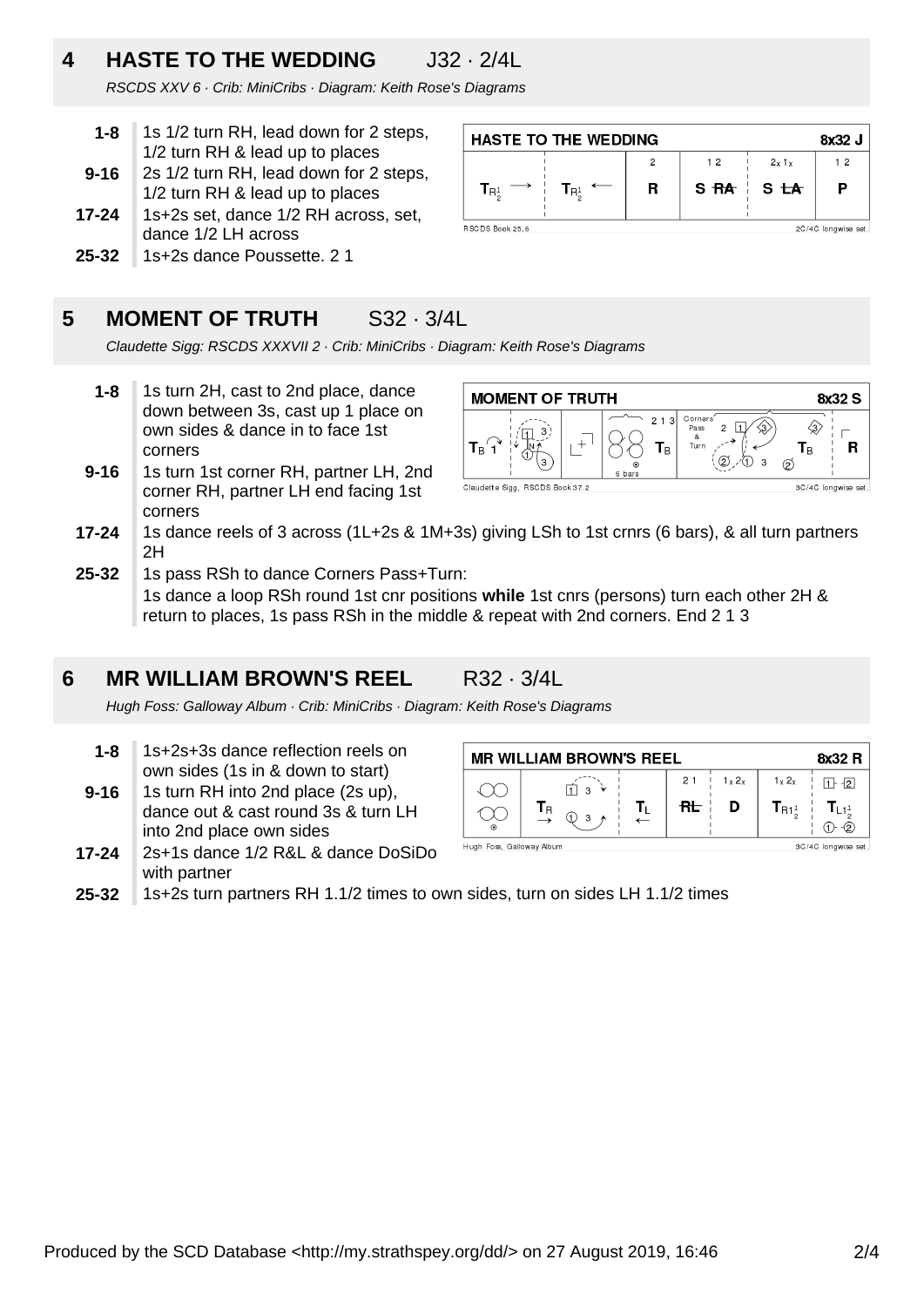## 4 HASTE TO THE WEDDING J32 · 2/4L

*RSCDS XXV 6 · Crib: MiniCribs · Diagram: Keith Rose's Diagrams*

| | |
|---|---|
| **1-8** | 1s 1/2 turn RH, lead down for 2 steps, 1/2 turn RH & lead up to places |
| **9-16** | 2s 1/2 turn RH, lead down for 2 steps, 1/2 turn RH & lead up to places |
| **17-24** | 1s+2s set, dance 1/2 RH across, set, dance 1/2 LH across |
| **25-32** | 1s+2s dance Poussette. 2 1 |

## 5 MOMENT OF TRUTH S32 · 3/4L

*Claudette Sigg: RSCDS XXXVII 2 · Crib: MiniCribs · Diagram: Keith Rose's Diagrams*

| | |
|---|---|
| **1-8** | 1s turn 2H, cast to 2nd place, dance down between 3s, cast up 1 place on own sides & dance in to face 1st corners |
| **9-16** | 1s turn 1st corner RH, partner LH, 2nd corner RH, partner LH end facing 1st corners |
| **17-24** | 1s dance reels of 3 across (1L+2s & 1M+3s) giving LSh to 1st crnrs (6 bars), & all turn partners 2H |
| **25-32** | 1s pass RSh to dance Corners Pass+Turn: 1s dance a loop RSh round 1st cnr positions **while** 1st cnrs (persons) turn each other 2H & return to places, 1s pass RSh in the middle & repeat with 2nd corners. End 2 1 3 |

## 6 MR WILLIAM BROWN'S REEL R32 · 3/4L

*Hugh Foss: Galloway Album · Crib: MiniCribs · Diagram: Keith Rose's Diagrams*

| | |
|---|---|
| **1-8** | 1s+2s+3s dance reflection reels on own sides (1s in & down to start) |
| **9-16** | 1s turn RH into 2nd place (2s up), dance out & cast round 3s & turn LH into 2nd place own sides |
| **17-24** | 2s+1s dance 1/2 R&L & dance DoSiDo with partner |
| **25-32** | 1s+2s turn partners RH 1.1/2 times to own sides, turn on sides LH 1.1/2 times |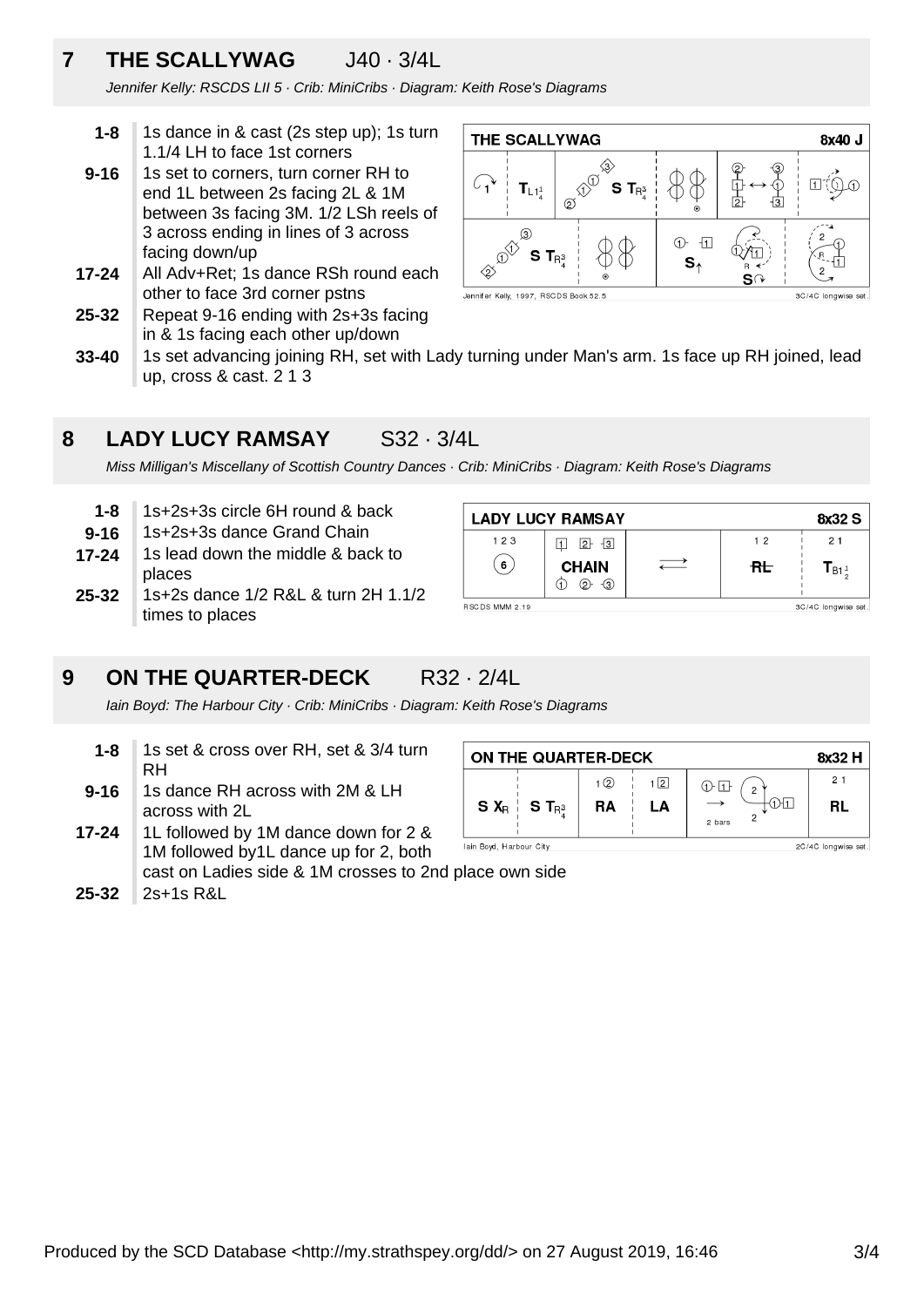## 7 THE SCALLYWAG J40 · 3/4L

*Jennifer Kelly: RSCDS LII 5 · Crib: MiniCribs · Diagram: Keith Rose's Diagrams*

| | |
|---|---|
| **1-8** | 1s dance in & cast (2s step up); 1s turn 1.1/4 LH to face 1st corners |
| **9-16** | 1s set to corners, turn corner RH to end 1L between 2s facing 2L & 1M between 3s facing 3M. 1/2 LSh reels of 3 across ending in lines of 3 across facing down/up |
| **17-24** | All Adv+Ret; 1s dance RSh round each other to face 3rd corner pstns |
| **25-32** | Repeat 9-16 ending with 2s+3s facing in & 1s facing each other up/down |
| **33-40** | 1s set advancing joining RH, set with Lady turning under Man's arm. 1s face up RH joined, lead up, cross & cast. 2 1 3 |

## 8 LADY LUCY RAMSAY S32 · 3/4L

*Miss Milligan's Miscellany of Scottish Country Dances · Crib: MiniCribs · Diagram: Keith Rose's Diagrams*

| | |
|---|---|
| **1-8** | 1s+2s+3s circle 6H round & back |
| **9-16** | 1s+2s+3s dance Grand Chain |
| **17-24** | 1s lead down the middle & back to places |
| **25-32** | 1s+2s dance 1/2 R&L & turn 2H 1.1/2 times to places |

## 9 ON THE QUARTER-DECK R32 · 2/4L

*Iain Boyd: The Harbour City · Crib: MiniCribs · Diagram: Keith Rose's Diagrams*

| | |
|---|---|
| **1-8** | 1s set & cross over RH, set & 3/4 turn RH |
| **9-16** | 1s dance RH across with 2M & LH across with 2L |
| **17-24** | 1L followed by 1M dance down for 2 & 1M followed by1L dance up for 2, both cast on Ladies side & 1M crosses to 2nd place own side |
| **25-32** | 2s+1s R&L |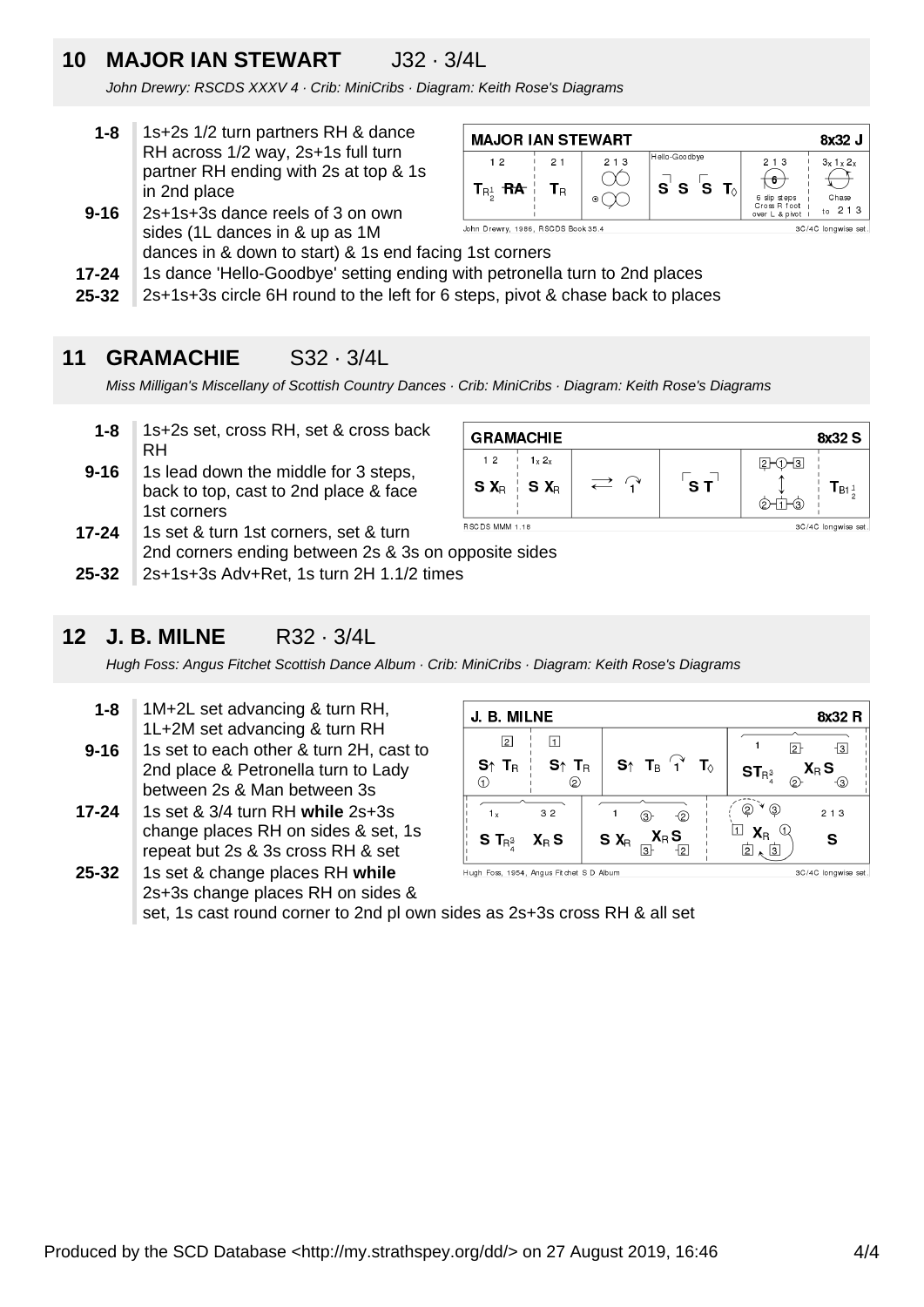## 10 MAJOR IAN STEWART J32 · 3/4L

*John Drewry: RSCDS XXXV 4 · Crib: MiniCribs · Diagram: Keith Rose's Diagrams*

- **1-8** 1s+2s 1/2 turn partners RH & dance RH across 1/2 way, 2s+1s full turn partner RH ending with 2s at top & 1s in 2nd place
- **9-16** 2s+1s+3s dance reels of 3 on own sides (1L dances in & up as 1M dances in & down to start) & 1s end facing 1st corners
- **17-24** 1s dance 'Hello-Goodbye' setting ending with petronella turn to 2nd places
- **25-32** 2s+1s+3s circle 6H round to the left for 6 steps, pivot & chase back to places

MAJOR IAN STEWART 8x32 J

John Drewry, 1986, RSCDS Book 35.4 — 3C/4C longwise set.

## 11 GRAMACHIE S32 · 3/4L

*Miss Milligan's Miscellany of Scottish Country Dances · Crib: MiniCribs · Diagram: Keith Rose's Diagrams*

- **1-8** 1s+2s set, cross RH, set & cross back RH
- **9-16** 1s lead down the middle for 3 steps, back to top, cast to 2nd place & face 1st corners
- **17-24** 1s set & turn 1st corners, set & turn 2nd corners ending between 2s & 3s on opposite sides
- **25-32** 2s+1s+3s Adv+Ret, 1s turn 2H 1.1/2 times

GRAMACHIE 8x32 S

RSCDS MMM 1.18 — 3C/4C longwise set.

## 12 J. B. MILNE R32 · 3/4L

*Hugh Foss: Angus Fitchet Scottish Dance Album · Crib: MiniCribs · Diagram: Keith Rose's Diagrams*

- **1-8** 1M+2L set advancing & turn RH, 1L+2M set advancing & turn RH
- **9-16** 1s set to each other & turn 2H, cast to 2nd place & Petronella turn to Lady between 2s & Man between 3s
- **17-24** 1s set & 3/4 turn RH **while** 2s+3s change places RH on sides & set, 1s repeat but 2s & 3s cross RH & set
- **25-32** 1s set & change places RH **while** 2s+3s change places RH on sides & set, 1s cast round corner to 2nd pl own sides as 2s+3s cross RH & all set

J. B. MILNE 8x32 R

Hugh Foss, 1954, Angus Fitchet S D Album — 3C/4C longwise set.